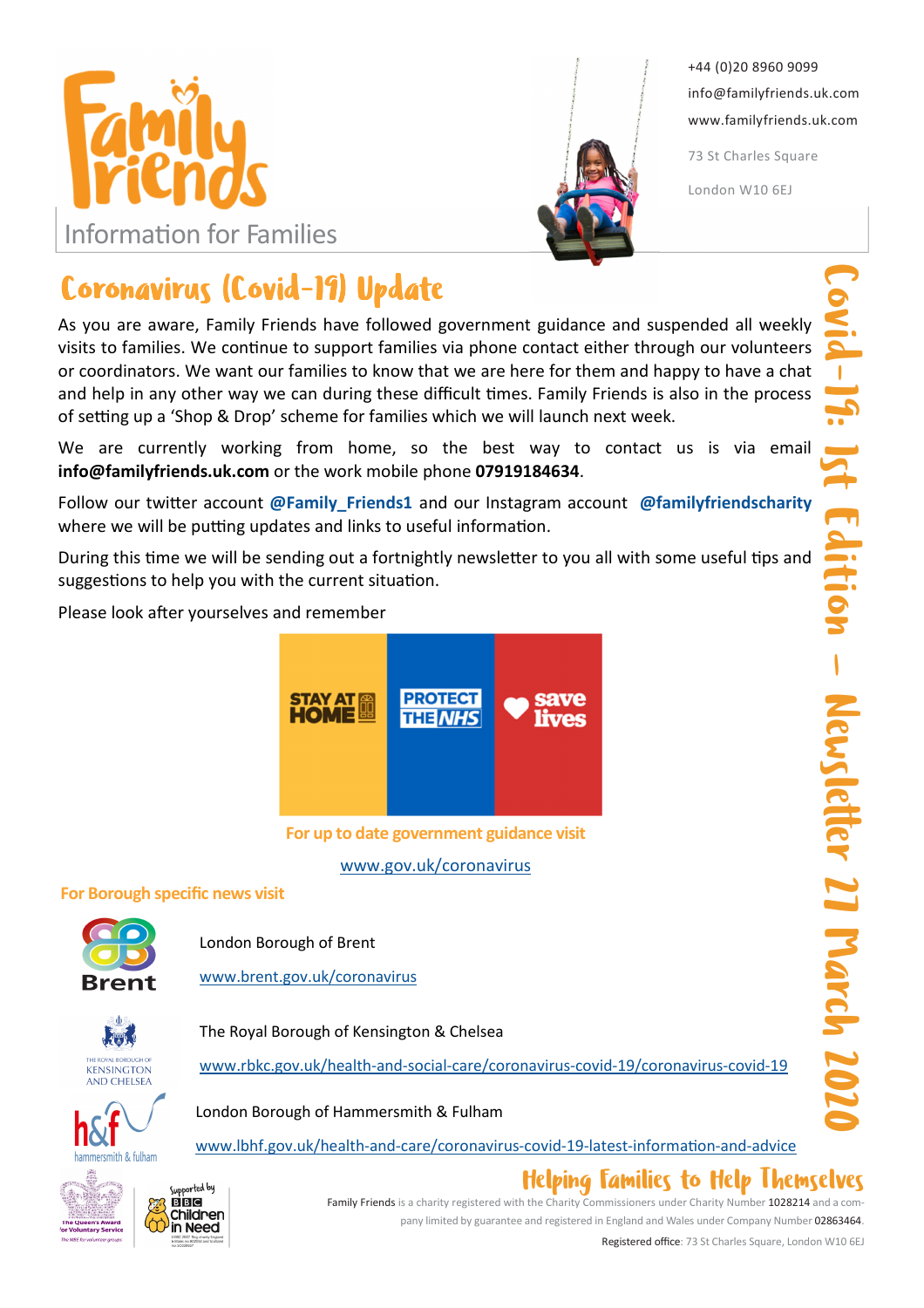Family Friends

Information for Families

+44 (0)20 8960 9099
info@familyfriends.uk.com
www.familyfriends.uk.com

73 St Charles Square
London W10 6EJ

Covid-19: 1st Edition – Newsletter 27 March 2020

# Coronavirus (Covid-19) Update

As you are aware, Family Friends have followed government guidance and suspended all weekly visits to families. We continue to support families via phone contact either through our volunteers or coordinators. We want our families to know that we are here for them and happy to have a chat and help in any other way we can during these difficult times. Family Friends is also in the process of setting up a 'Shop & Drop' scheme for families which we will launch next week.

We are currently working from home, so the best way to contact us is via email **info@familyfriends.uk.com** or the work mobile phone **07919184634**.

Follow our twitter account **@Family_Friends1** and our Instagram account **@familyfriendscharity** where we will be putting updates and links to useful information.

During this time we will be sending out a fortnightly newsletter to you all with some useful tips and suggestions to help you with the current situation.

Please look after yourselves and remember

STAY AT HOME | PROTECT THE NHS | save lives

**For up to date government guidance visit**

www.gov.uk/coronavirus

**For Borough specific news visit**

London Borough of Brent

www.brent.gov.uk/coronavirus

The Royal Borough of Kensington & Chelsea

www.rbkc.gov.uk/health-and-social-care/coronavirus-covid-19/coronavirus-covid-19

London Borough of Hammersmith & Fulham

www.lbhf.gov.uk/health-and-care/coronavirus-covid-19-latest-information-and-advice

## Helping Families to Help Themselves

Family Friends is a charity registered with the Charity Commissioners under Charity Number 1028214 and a company limited by guarantee and registered in England and Wales under Company Number 02863464.

Registered office: 73 St Charles Square, London W10 6EJ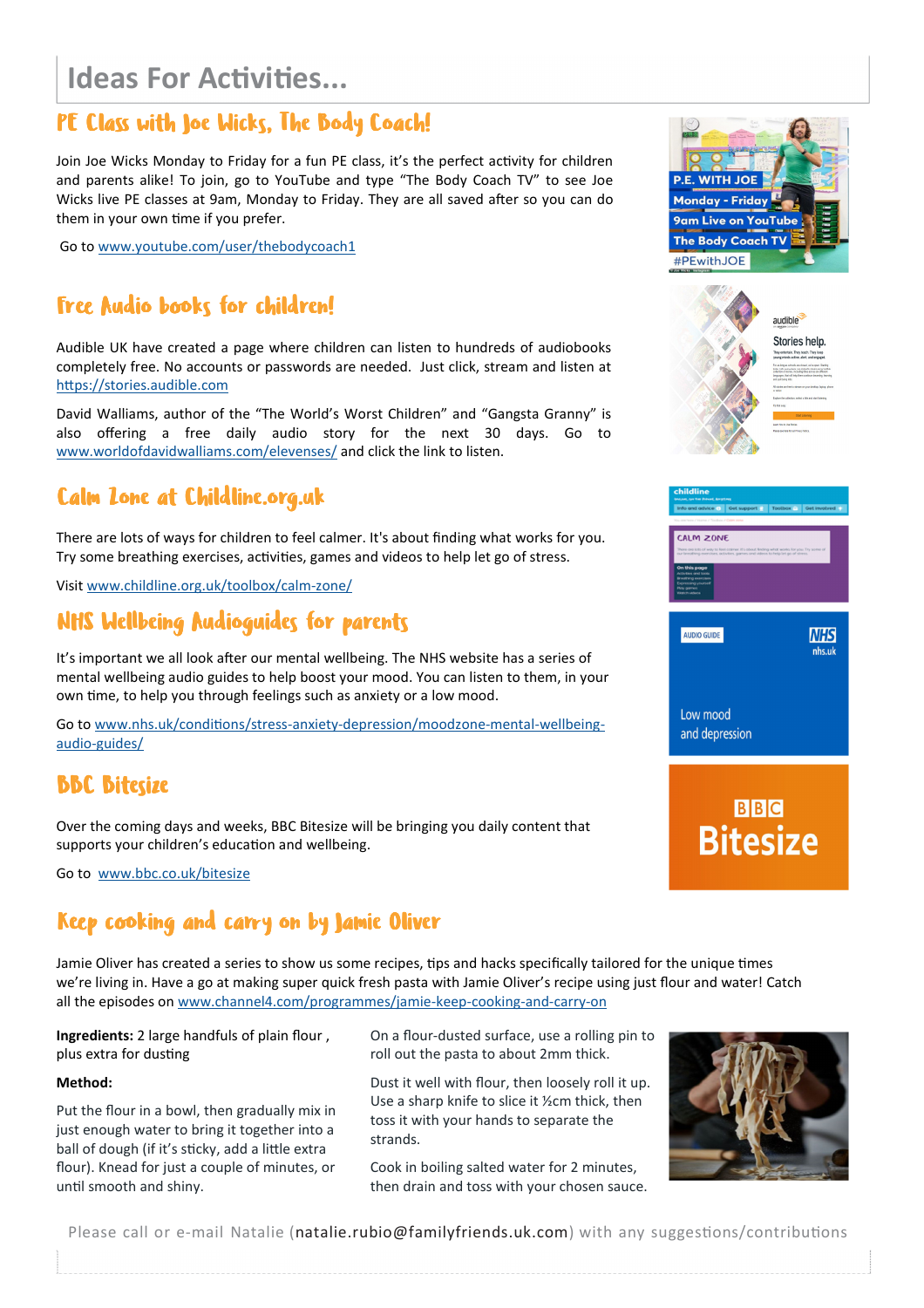# Ideas For Activities...

## PE Class with Joe Wicks, The Body Coach!

Join Joe Wicks Monday to Friday for a fun PE class, it's the perfect activity for children and parents alike! To join, go to YouTube and type "The Body Coach TV" to see Joe Wicks live PE classes at 9am, Monday to Friday. They are all saved after so you can do them in your own time if you prefer.

Go to www.youtube.com/user/thebodycoach1

## Free Audio books for children!

Audible UK have created a page where children can listen to hundreds of audiobooks completely free. No accounts or passwords are needed. Just click, stream and listen at https://stories.audible.com

David Walliams, author of the "The World's Worst Children" and "Gangsta Granny" is also offering a free daily audio story for the next 30 days. Go to www.worldofdavidwalliams.com/elevenses/ and click the link to listen.

## Calm Zone at Childline.org.uk

There are lots of ways for children to feel calmer. It's about finding what works for you. Try some breathing exercises, activities, games and videos to help let go of stress.

Visit www.childline.org.uk/toolbox/calm-zone/

## NHS Wellbeing Audioguides for parents

It's important we all look after our mental wellbeing. The NHS website has a series of mental wellbeing audio guides to help boost your mood. You can listen to them, in your own time, to help you through feelings such as anxiety or a low mood.

Go to www.nhs.uk/conditions/stress-anxiety-depression/moodzone-mental-wellbeing-audio-guides/

## BBC Bitesize

Over the coming days and weeks, BBC Bitesize will be bringing you daily content that supports your children's education and wellbeing.

Go to www.bbc.co.uk/bitesize

## Keep cooking and carry on by Jamie Oliver

Jamie Oliver has created a series to show us some recipes, tips and hacks specifically tailored for the unique times we're living in. Have a go at making super quick fresh pasta with Jamie Oliver's recipe using just flour and water! Catch all the episodes on www.channel4.com/programmes/jamie-keep-cooking-and-carry-on

**Ingredients:** 2 large handfuls of plain flour , plus extra for dusting

**Method:**

Put the flour in a bowl, then gradually mix in just enough water to bring it together into a ball of dough (if it's sticky, add a little extra flour). Knead for just a couple of minutes, or until smooth and shiny.

On a flour-dusted surface, use a rolling pin to roll out the pasta to about 2mm thick.

Dust it well with flour, then loosely roll it up. Use a sharp knife to slice it ½cm thick, then toss it with your hands to separate the strands.

Cook in boiling salted water for 2 minutes, then drain and toss with your chosen sauce.

Please call or e-mail Natalie (natalie.rubio@familyfriends.uk.com) with any suggestions/contributions